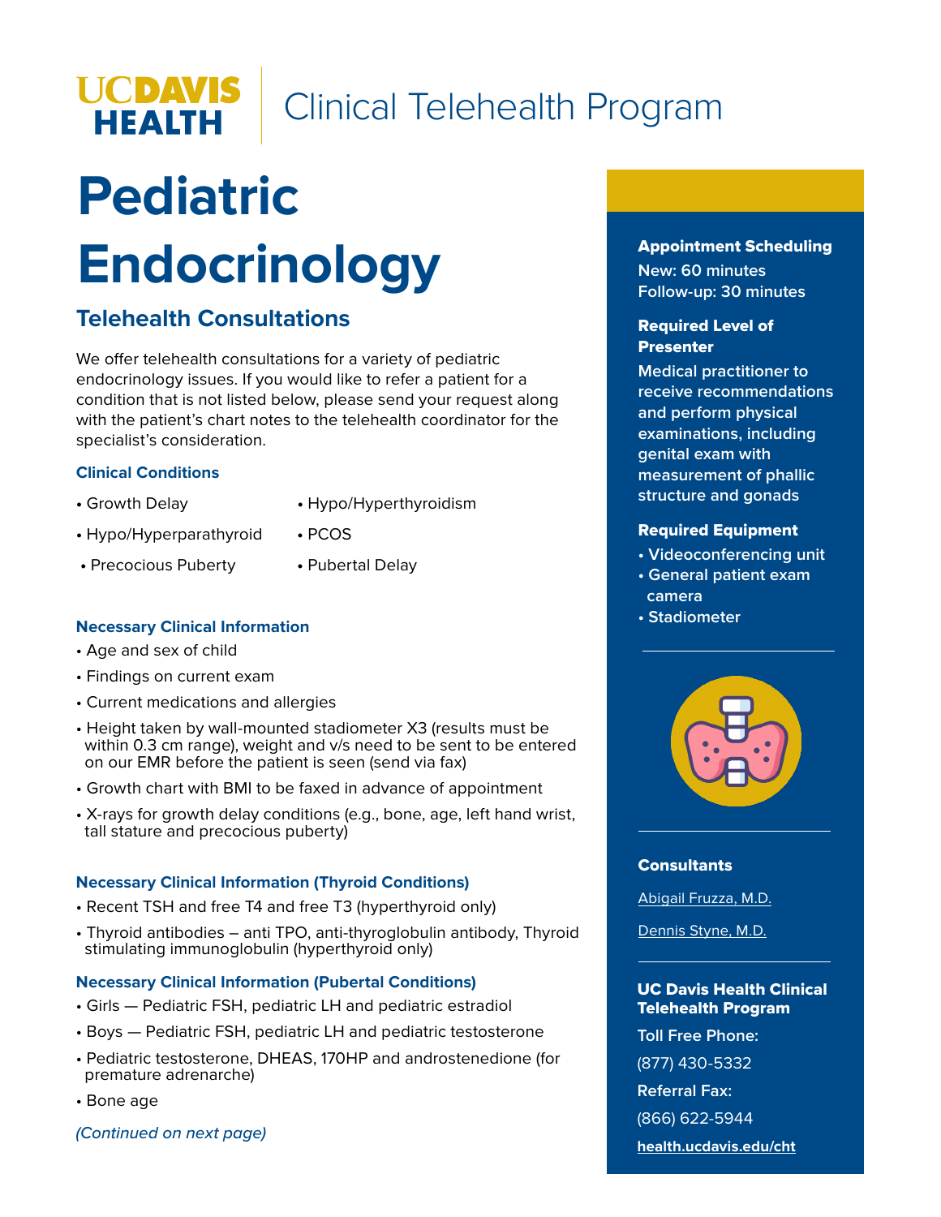UC DAVIS HEALTH | Clinical Telehealth Program

# Pediatric Endocrinology

## Telehealth Consultations

We offer telehealth consultations for a variety of pediatric endocrinology issues. If you would like to refer a patient for a condition that is not listed below, please send your request along with the patient's chart notes to the telehealth coordinator for the specialist's consideration.

### Clinical Conditions

- Growth Delay
- Hypo/Hyperparathyroid
- Precocious Puberty
- Hypo/Hyperthyroidism
- PCOS
- Pubertal Delay

### Necessary Clinical Information

- Age and sex of child
- Findings on current exam
- Current medications and allergies
- Height taken by wall-mounted stadiometer X3 (results must be within 0.3 cm range), weight and v/s need to be sent to be entered on our EMR before the patient is seen (send via fax)
- Growth chart with BMI to be faxed in advance of appointment
- X-rays for growth delay conditions (e.g., bone, age, left hand wrist, tall stature and precocious puberty)

### Necessary Clinical Information (Thyroid Conditions)

- Recent TSH and free T4 and free T3 (hyperthyroid only)
- Thyroid antibodies – anti TPO, anti-thyroglobulin antibody, Thyroid stimulating immunoglobulin (hyperthyroid only)

### Necessary Clinical Information (Pubertal Conditions)

- Girls — Pediatric FSH, pediatric LH and pediatric estradiol
- Boys — Pediatric FSH, pediatric LH and pediatric testosterone
- Pediatric testosterone, DHEAS, 170HP and androstenedione (for premature adrenarche)
- Bone age

*(Continued on next page)*

**Appointment Scheduling**
New: 60 minutes
Follow-up: 30 minutes

**Required Level of Presenter**
Medical practitioner to receive recommendations and perform physical examinations, including genital exam with measurement of phallic structure and gonads

**Required Equipment**
- Videoconferencing unit
- General patient exam camera
- Stadiometer

**Consultants**

Abigail Fruzza, M.D.

Dennis Styne, M.D.

**UC Davis Health Clinical Telehealth Program**

Toll Free Phone:
(877) 430-5332

Referral Fax:
(866) 622-5944

**health.ucdavis.edu/cht**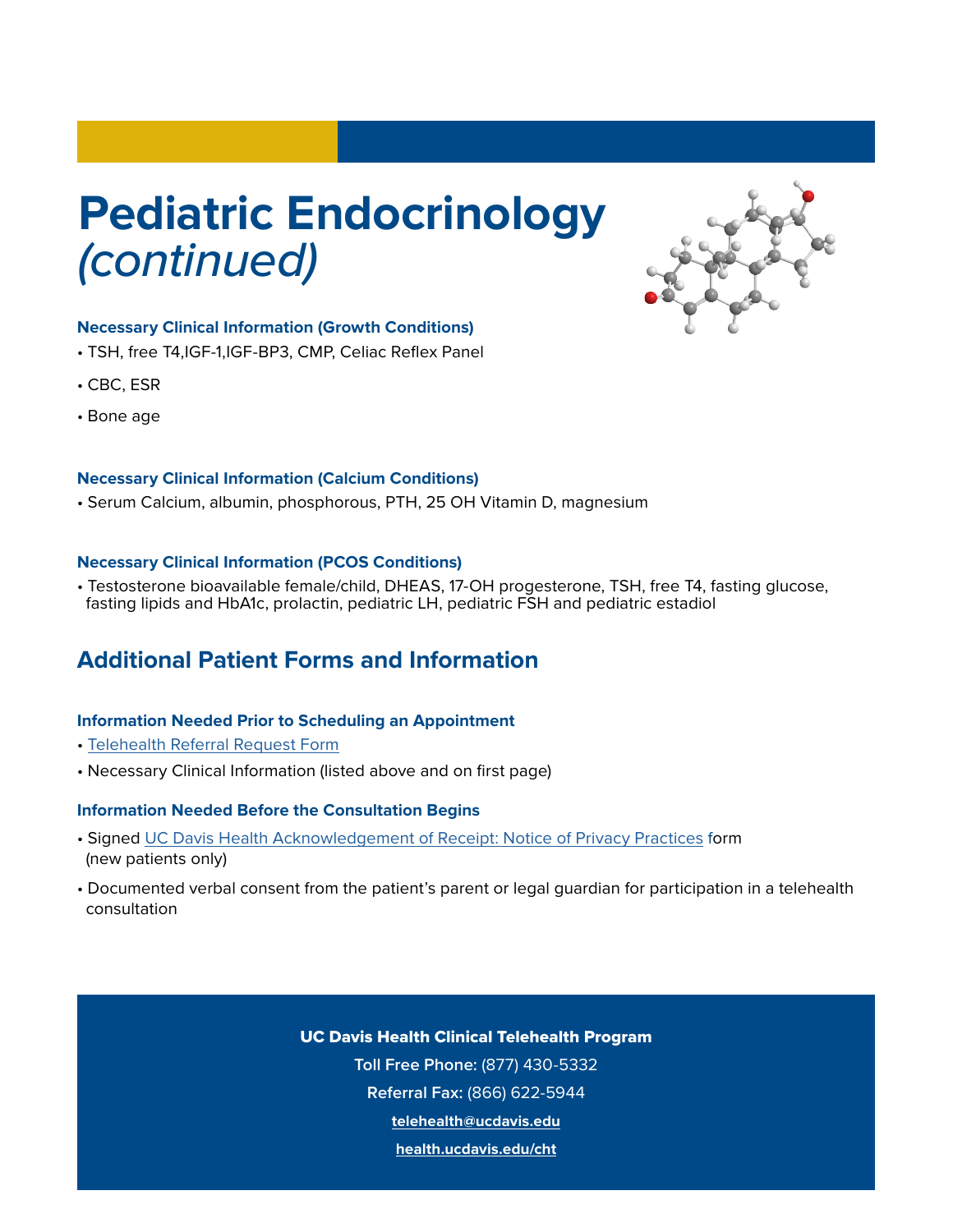# Pediatric Endocrinology *(continued)*

**Necessary Clinical Information (Growth Conditions)**

- TSH, free T4,IGF-1,IGF-BP3, CMP, Celiac Reflex Panel
- CBC, ESR
- Bone age

**Necessary Clinical Information (Calcium Conditions)**

- Serum Calcium, albumin, phosphorous, PTH, 25 OH Vitamin D, magnesium

**Necessary Clinical Information (PCOS Conditions)**

- Testosterone bioavailable female/child, DHEAS, 17-OH progesterone, TSH, free T4, fasting glucose, fasting lipids and HbA1c, prolactin, pediatric LH, pediatric FSH and pediatric estadiol

## Additional Patient Forms and Information

**Information Needed Prior to Scheduling an Appointment**

- Telehealth Referral Request Form
- Necessary Clinical Information (listed above and on first page)

**Information Needed Before the Consultation Begins**

- Signed UC Davis Health Acknowledgement of Receipt: Notice of Privacy Practices form (new patients only)
- Documented verbal consent from the patient's parent or legal guardian for participation in a telehealth consultation

**UC Davis Health Clinical Telehealth Program**

**Toll Free Phone:** (877) 430-5332

**Referral Fax:** (866) 622-5944

**telehealth@ucdavis.edu**

**health.ucdavis.edu/cht**